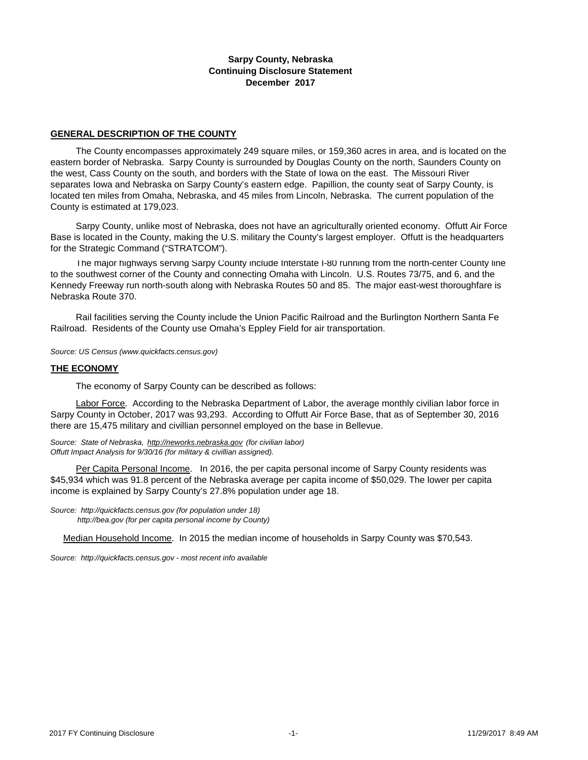**Sarpy County, Nebraska**
**Continuing Disclosure Statement**
**December 2017**

## GENERAL DESCRIPTION OF THE COUNTY

The County encompasses approximately 249 square miles, or 159,360 acres in area, and is located on the eastern border of Nebraska. Sarpy County is surrounded by Douglas County on the north, Saunders County on the west, Cass County on the south, and borders with the State of Iowa on the east. The Missouri River separates Iowa and Nebraska on Sarpy County's eastern edge. Papillion, the county seat of Sarpy County, is located ten miles from Omaha, Nebraska, and 45 miles from Lincoln, Nebraska. The current population of the County is estimated at 179,023.

Sarpy County, unlike most of Nebraska, does not have an agriculturally oriented economy. Offutt Air Force Base is located in the County, making the U.S. military the County's largest employer. Offutt is the headquarters for the Strategic Command ("STRATCOM").

The major highways serving Sarpy County include Interstate I-80 running from the north-center County line to the southwest corner of the County and connecting Omaha with Lincoln. U.S. Routes 73/75, and 6, and the Kennedy Freeway run north-south along with Nebraska Routes 50 and 85. The major east-west thoroughfare is Nebraska Route 370.

Rail facilities serving the County include the Union Pacific Railroad and the Burlington Northern Santa Fe Railroad. Residents of the County use Omaha's Eppley Field for air transportation.

*Source: US Census (www.quickfacts.census.gov)*

## THE ECONOMY

The economy of Sarpy County can be described as follows:

Labor Force. According to the Nebraska Department of Labor, the average monthly civilian labor force in Sarpy County in October, 2017 was 93,293. According to Offutt Air Force Base, that as of September 30, 2016 there are 15,475 military and civillian personnel employed on the base in Bellevue.

*Source: State of Nebraska, http://neworks.nebraska.gov (for civilian labor)*
*Offutt Impact Analysis for 9/30/16 (for military & civillian assigned).*

Per Capita Personal Income. In 2016, the per capita personal income of Sarpy County residents was $45,934 which was 91.8 percent of the Nebraska average per capita income of $50,029. The lower per capita income is explained by Sarpy County's 27.8% population under age 18.

*Source: http://quickfacts.census.gov (for population under 18)*
*http://bea.gov (for per capita personal income by County)*

Median Household Income. In 2015 the median income of households in Sarpy County was $70,543.

*Source: http://quickfacts.census.gov - most recent info available*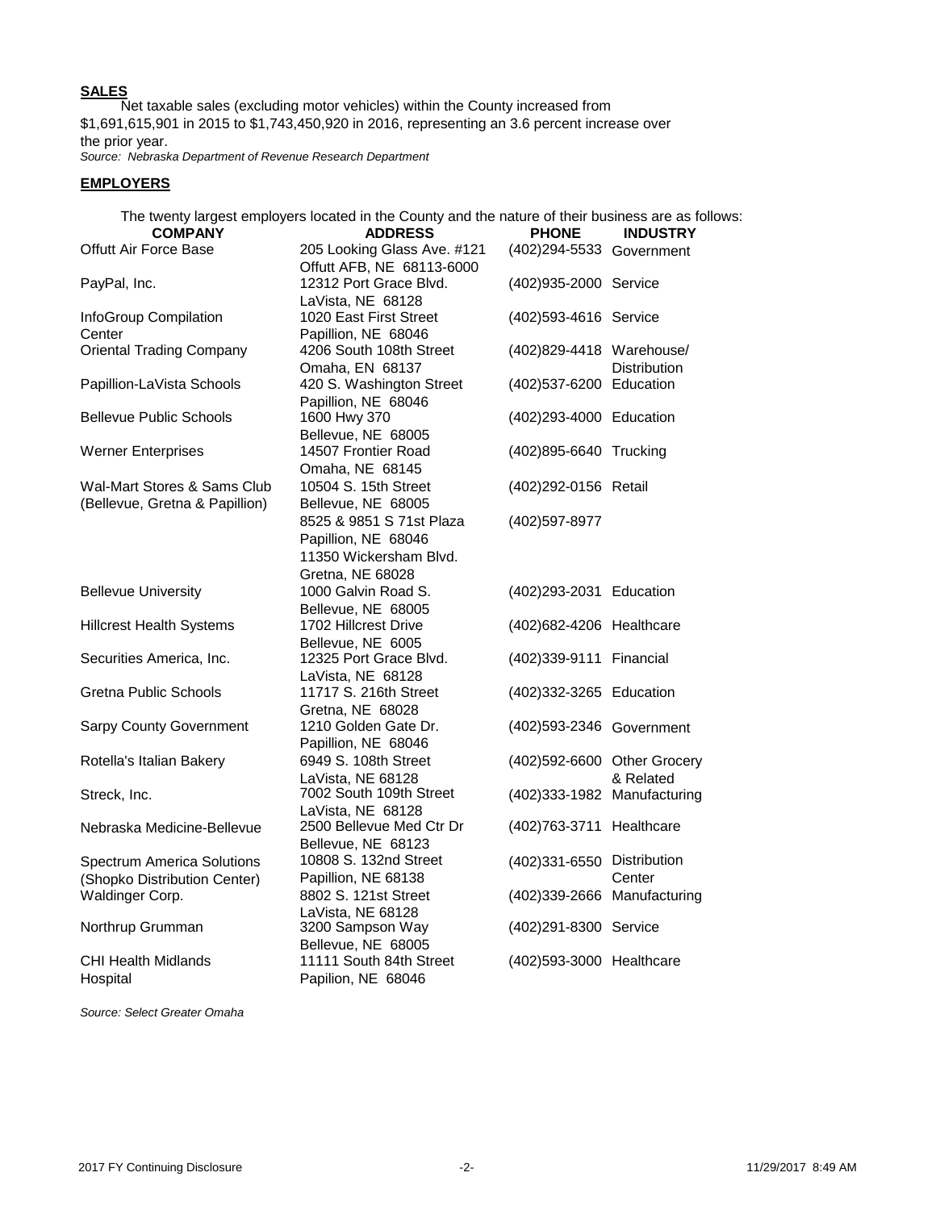**SALES**

Net taxable sales (excluding motor vehicles) within the County increased from $1,691,615,901 in 2015 to $1,743,450,920 in 2016, representing an 3.6 percent increase over the prior year.

*Source: Nebraska Department of Revenue Research Department*

**EMPLOYERS**

The twenty largest employers located in the County and the nature of their business are as follows:

| COMPANY | ADDRESS | PHONE | INDUSTRY |
|---|---|---|---|
| Offutt Air Force Base | 205 Looking Glass Ave. #121<br>Offutt AFB, NE 68113-6000 | (402)294-5533 | Government |
| PayPal, Inc. | 12312 Port Grace Blvd.<br>LaVista, NE 68128 | (402)935-2000 | Service |
| InfoGroup Compilation Center | 1020 East First Street<br>Papillion, NE 68046 | (402)593-4616 | Service |
| Oriental Trading Company | 4206 South 108th Street<br>Omaha, EN 68137 | (402)829-4418 | Warehouse/ Distribution |
| Papillion-LaVista Schools | 420 S. Washington Street<br>Papillion, NE 68046 | (402)537-6200 | Education |
| Bellevue Public Schools | 1600 Hwy 370<br>Bellevue, NE 68005 | (402)293-4000 | Education |
| Werner Enterprises | 14507 Frontier Road<br>Omaha, NE 68145 | (402)895-6640 | Trucking |
| Wal-Mart Stores & Sams Club (Bellevue, Gretna & Papillion) | 10504 S. 15th Street<br>Bellevue, NE 68005 | (402)292-0156 | Retail |
| | 8525 & 9851 S 71st Plaza<br>Papillion, NE 68046 | (402)597-8977 | |
| | 11350 Wickersham Blvd.<br>Gretna, NE 68028 | | |
| Bellevue University | 1000 Galvin Road S.<br>Bellevue, NE 68005 | (402)293-2031 | Education |
| Hillcrest Health Systems | 1702 Hillcrest Drive<br>Bellevue, NE 6005 | (402)682-4206 | Healthcare |
| Securities America, Inc. | 12325 Port Grace Blvd.<br>LaVista, NE 68128 | (402)339-9111 | Financial |
| Gretna Public Schools | 11717 S. 216th Street<br>Gretna, NE 68028 | (402)332-3265 | Education |
| Sarpy County Government | 1210 Golden Gate Dr.<br>Papillion, NE 68046 | (402)593-2346 | Government |
| Rotella's Italian Bakery | 6949 S. 108th Street<br>LaVista, NE 68128 | (402)592-6600 | Other Grocery & Related |
| Streck, Inc. | 7002 South 109th Street<br>LaVista, NE 68128 | (402)333-1982 | Manufacturing |
| Nebraska Medicine-Bellevue | 2500 Bellevue Med Ctr Dr<br>Bellevue, NE 68123 | (402)763-3711 | Healthcare |
| Spectrum America Solutions (Shopko Distribution Center) | 10808 S. 132nd Street<br>Papillion, NE 68138 | (402)331-6550 | Distribution Center |
| Waldinger Corp. | 8802 S. 121st Street<br>LaVista, NE 68128 | (402)339-2666 | Manufacturing |
| Northrup Grumman | 3200 Sampson Way<br>Bellevue, NE 68005 | (402)291-8300 | Service |
| CHI Health Midlands Hospital | 11111 South 84th Street<br>Papilion, NE 68046 | (402)593-3000 | Healthcare |

*Source: Select Greater Omaha*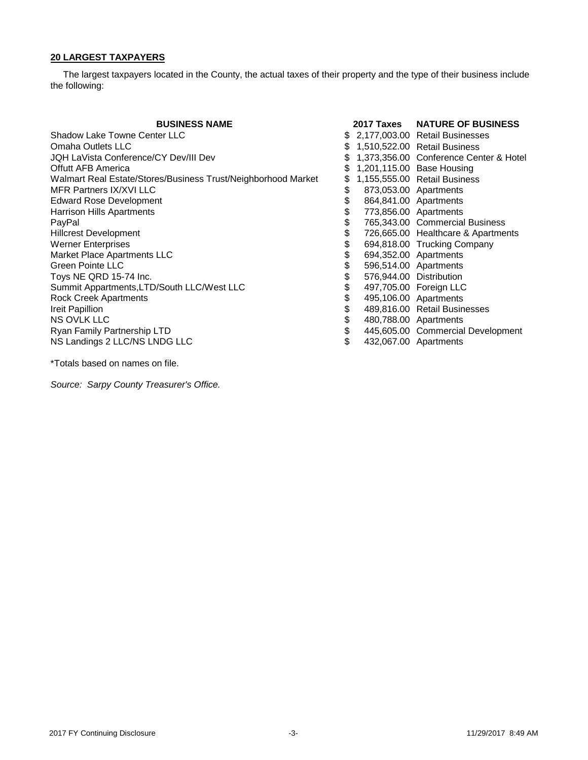**20 LARGEST TAXPAYERS**

The largest taxpayers located in the County, the actual taxes of their property and the type of their business include the following:

| BUSINESS NAME | 2017 Taxes | NATURE OF BUSINESS |
|---|---|---|
| Shadow Lake Towne Center LLC | $ 2,177,003.00 | Retail Businesses |
| Omaha Outlets LLC | $ 1,510,522.00 | Retail Business |
| JQH LaVista Conference/CY Dev/III Dev | $ 1,373,356.00 | Conference Center & Hotel |
| Offutt AFB America | $ 1,201,115.00 | Base Housing |
| Walmart Real Estate/Stores/Business Trust/Neighborhood Market | $ 1,155,555.00 | Retail Business |
| MFR Partners IX/XVI LLC | $ 873,053.00 | Apartments |
| Edward Rose Development | $ 864,841.00 | Apartments |
| Harrison Hills Apartments | $ 773,856.00 | Apartments |
| PayPal | $ 765,343.00 | Commercial Business |
| Hillcrest Development | $ 726,665.00 | Healthcare & Apartments |
| Werner Enterprises | $ 694,818.00 | Trucking Company |
| Market Place Apartments LLC | $ 694,352.00 | Apartments |
| Green Pointe LLC | $ 596,514.00 | Apartments |
| Toys NE QRD 15-74 Inc. | $ 576,944.00 | Distribution |
| Summit Appartments,LTD/South LLC/West LLC | $ 497,705.00 | Foreign LLC |
| Rock Creek Apartments | $ 495,106.00 | Apartments |
| Ireit Papillion | $ 489,816.00 | Retail Businesses |
| NS OVLK LLC | $ 480,788.00 | Apartments |
| Ryan Family Partnership LTD | $ 445,605.00 | Commercial Development |
| NS Landings 2 LLC/NS LNDG LLC | $ 432,067.00 | Apartments |

*Totals based on names on file.

*Source: Sarpy County Treasurer's Office.*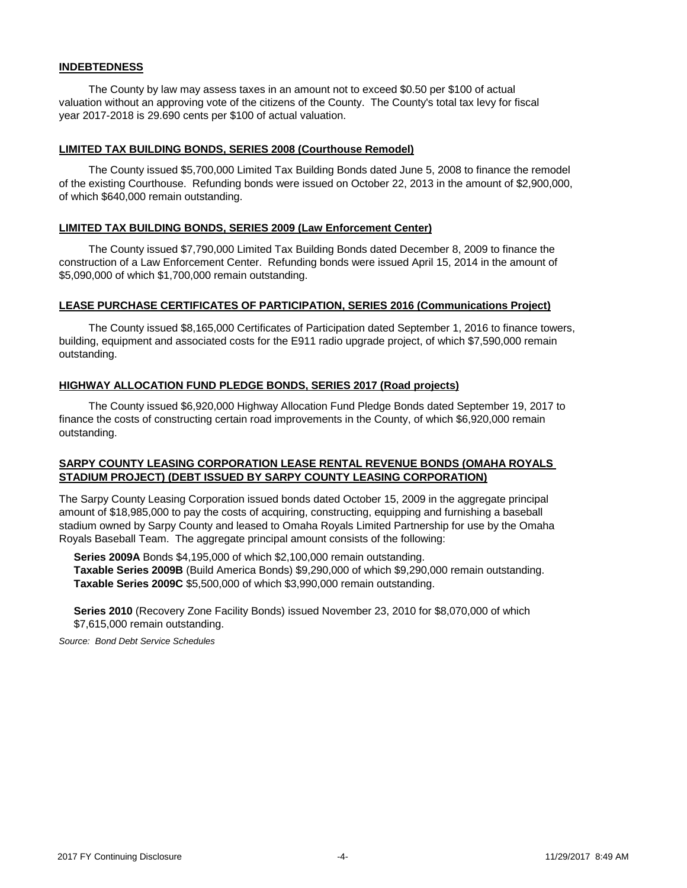## INDEBTEDNESS

The County by law may assess taxes in an amount not to exceed $0.50 per $100 of actual valuation without an approving vote of the citizens of the County. The County's total tax levy for fiscal year 2017-2018 is 29.690 cents per $100 of actual valuation.

## LIMITED TAX BUILDING BONDS, SERIES 2008 (Courthouse Remodel)

The County issued $5,700,000 Limited Tax Building Bonds dated June 5, 2008 to finance the remodel of the existing Courthouse. Refunding bonds were issued on October 22, 2013 in the amount of $2,900,000, of which $640,000 remain outstanding.

## LIMITED TAX BUILDING BONDS, SERIES 2009 (Law Enforcement Center)

The County issued $7,790,000 Limited Tax Building Bonds dated December 8, 2009 to finance the construction of a Law Enforcement Center. Refunding bonds were issued April 15, 2014 in the amount of $5,090,000 of which $1,700,000 remain outstanding.

## LEASE PURCHASE CERTIFICATES OF PARTICIPATION, SERIES 2016 (Communications Project)

The County issued $8,165,000 Certificates of Participation dated September 1, 2016 to finance towers, building, equipment and associated costs for the E911 radio upgrade project, of which $7,590,000 remain outstanding.

## HIGHWAY ALLOCATION FUND PLEDGE BONDS, SERIES 2017 (Road projects)

The County issued $6,920,000 Highway Allocation Fund Pledge Bonds dated September 19, 2017 to finance the costs of constructing certain road improvements in the County, of which $6,920,000 remain outstanding.

## SARPY COUNTY LEASING CORPORATION LEASE RENTAL REVENUE BONDS (OMAHA ROYALS STADIUM PROJECT) (DEBT ISSUED BY SARPY COUNTY LEASING CORPORATION)

The Sarpy County Leasing Corporation issued bonds dated October 15, 2009 in the aggregate principal amount of $18,985,000 to pay the costs of acquiring, constructing, equipping and furnishing a baseball stadium owned by Sarpy County and leased to Omaha Royals Limited Partnership for use by the Omaha Royals Baseball Team. The aggregate principal amount consists of the following:

**Series 2009A** Bonds $4,195,000 of which $2,100,000 remain outstanding.
**Taxable Series 2009B** (Build America Bonds) $9,290,000 of which $9,290,000 remain outstanding.
**Taxable Series 2009C** $5,500,000 of which $3,990,000 remain outstanding.

**Series 2010** (Recovery Zone Facility Bonds) issued November 23, 2010 for $8,070,000 of which $7,615,000 remain outstanding.

*Source: Bond Debt Service Schedules*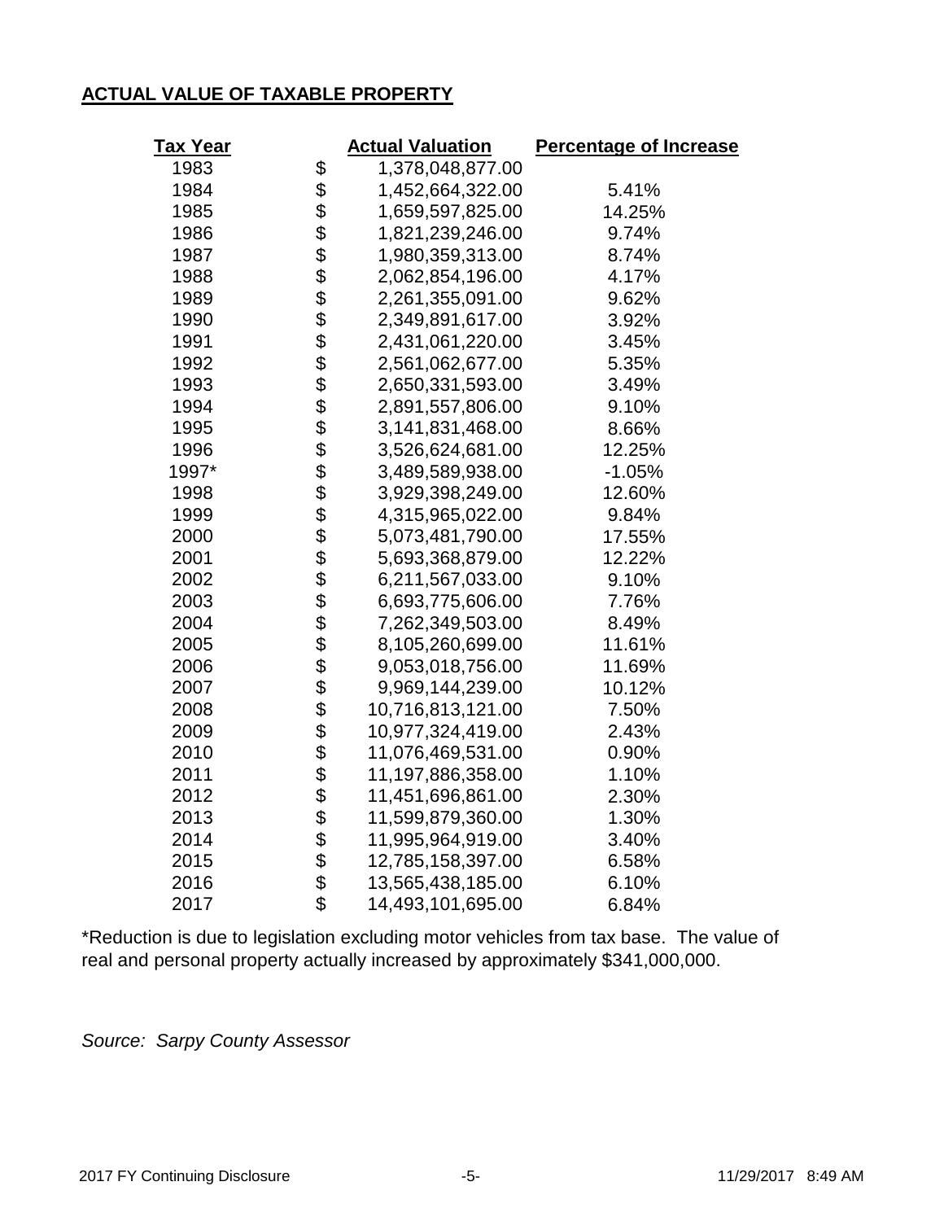## ACTUAL VALUE OF TAXABLE PROPERTY

| Tax Year | Actual Valuation | Percentage of Increase |
|---|---|---|
| 1983 | $ 1,378,048,877.00 | |
| 1984 | $ 1,452,664,322.00 | 5.41% |
| 1985 | $ 1,659,597,825.00 | 14.25% |
| 1986 | $ 1,821,239,246.00 | 9.74% |
| 1987 | $ 1,980,359,313.00 | 8.74% |
| 1988 | $ 2,062,854,196.00 | 4.17% |
| 1989 | $ 2,261,355,091.00 | 9.62% |
| 1990 | $ 2,349,891,617.00 | 3.92% |
| 1991 | $ 2,431,061,220.00 | 3.45% |
| 1992 | $ 2,561,062,677.00 | 5.35% |
| 1993 | $ 2,650,331,593.00 | 3.49% |
| 1994 | $ 2,891,557,806.00 | 9.10% |
| 1995 | $ 3,141,831,468.00 | 8.66% |
| 1996 | $ 3,526,624,681.00 | 12.25% |
| 1997* | $ 3,489,589,938.00 | -1.05% |
| 1998 | $ 3,929,398,249.00 | 12.60% |
| 1999 | $ 4,315,965,022.00 | 9.84% |
| 2000 | $ 5,073,481,790.00 | 17.55% |
| 2001 | $ 5,693,368,879.00 | 12.22% |
| 2002 | $ 6,211,567,033.00 | 9.10% |
| 2003 | $ 6,693,775,606.00 | 7.76% |
| 2004 | $ 7,262,349,503.00 | 8.49% |
| 2005 | $ 8,105,260,699.00 | 11.61% |
| 2006 | $ 9,053,018,756.00 | 11.69% |
| 2007 | $ 9,969,144,239.00 | 10.12% |
| 2008 | $ 10,716,813,121.00 | 7.50% |
| 2009 | $ 10,977,324,419.00 | 2.43% |
| 2010 | $ 11,076,469,531.00 | 0.90% |
| 2011 | $ 11,197,886,358.00 | 1.10% |
| 2012 | $ 11,451,696,861.00 | 2.30% |
| 2013 | $ 11,599,879,360.00 | 1.30% |
| 2014 | $ 11,995,964,919.00 | 3.40% |
| 2015 | $ 12,785,158,397.00 | 6.58% |
| 2016 | $ 13,565,438,185.00 | 6.10% |
| 2017 | $ 14,493,101,695.00 | 6.84% |

*Reduction is due to legislation excluding motor vehicles from tax base. The value of real and personal property actually increased by approximately $341,000,000.

*Source: Sarpy County Assessor*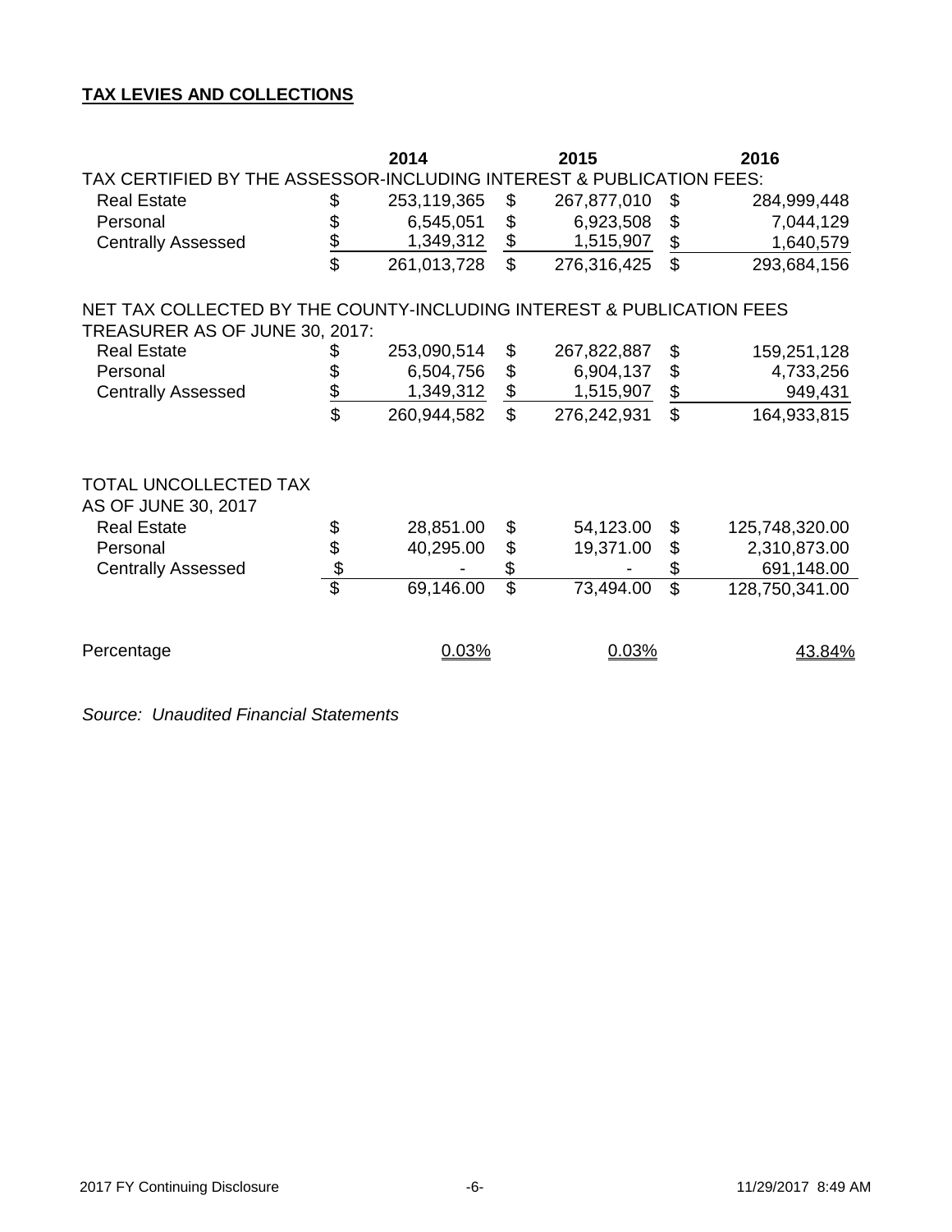**TAX LEVIES AND COLLECTIONS**

| | 2014 | 2015 | 2016 |
|---|---|---|---|
| TAX CERTIFIED BY THE ASSESSOR-INCLUDING INTEREST & PUBLICATION FEES: | | | |
| Real Estate | $ 253,119,365 | $ 267,877,010 | $ 284,999,448 |
| Personal | $ 6,545,051 | $ 6,923,508 | $ 7,044,129 |
| Centrally Assessed | $ 1,349,312 | $ 1,515,907 | $ 1,640,579 |
| | $ 261,013,728 | $ 276,316,425 | $ 293,684,156 |
| NET TAX COLLECTED BY THE COUNTY-INCLUDING INTEREST & PUBLICATION FEES TREASURER AS OF JUNE 30, 2017: | | | |
| Real Estate | $ 253,090,514 | $ 267,822,887 | $ 159,251,128 |
| Personal | $ 6,504,756 | $ 6,904,137 | $ 4,733,256 |
| Centrally Assessed | $ 1,349,312 | $ 1,515,907 | $ 949,431 |
| | $ 260,944,582 | $ 276,242,931 | $ 164,933,815 |
| TOTAL UNCOLLECTED TAX AS OF JUNE 30, 2017 | | | |
| Real Estate | $ 28,851.00 | $ 54,123.00 | $ 125,748,320.00 |
| Personal | $ 40,295.00 | $ 19,371.00 | $ 2,310,873.00 |
| Centrally Assessed | $ - | $ - | $ 691,148.00 |
| | $ 69,146.00 | $ 73,494.00 | $ 128,750,341.00 |
| Percentage | 0.03% | 0.03% | 43.84% |

*Source: Unaudited Financial Statements*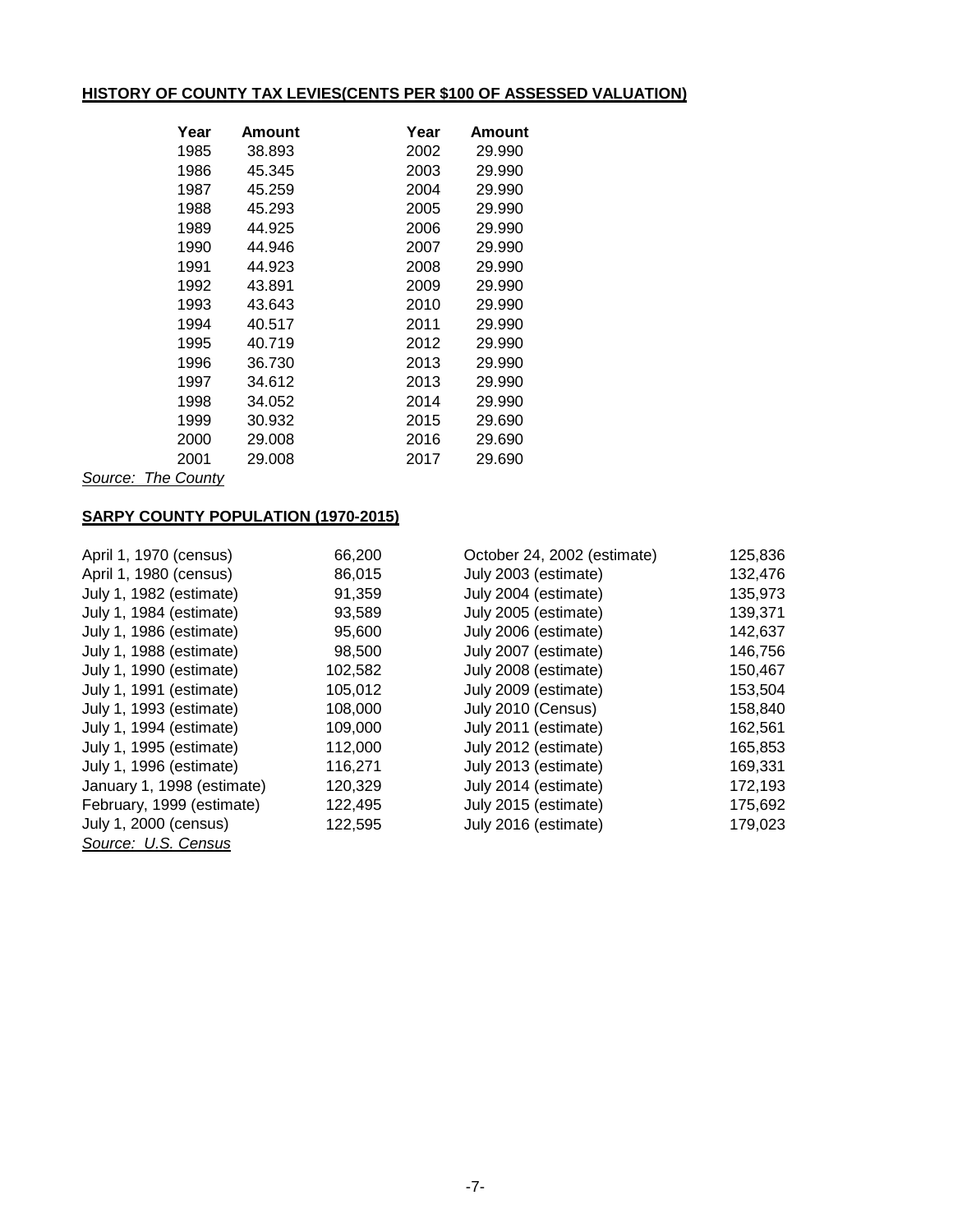**HISTORY OF COUNTY TAX LEVIES(CENTS PER $100 OF ASSESSED VALUATION)**

| Year | Amount | Year | Amount |
|---|---|---|---|
| 1985 | 38.893 | 2002 | 29.990 |
| 1986 | 45.345 | 2003 | 29.990 |
| 1987 | 45.259 | 2004 | 29.990 |
| 1988 | 45.293 | 2005 | 29.990 |
| 1989 | 44.925 | 2006 | 29.990 |
| 1990 | 44.946 | 2007 | 29.990 |
| 1991 | 44.923 | 2008 | 29.990 |
| 1992 | 43.891 | 2009 | 29.990 |
| 1993 | 43.643 | 2010 | 29.990 |
| 1994 | 40.517 | 2011 | 29.990 |
| 1995 | 40.719 | 2012 | 29.990 |
| 1996 | 36.730 | 2013 | 29.990 |
| 1997 | 34.612 | 2013 | 29.990 |
| 1998 | 34.052 | 2014 | 29.990 |
| 1999 | 30.932 | 2015 | 29.690 |
| 2000 | 29.008 | 2016 | 29.690 |
| 2001 | 29.008 | 2017 | 29.690 |

*Source: The County*

**SARPY COUNTY POPULATION (1970-2015)**

| | | | |
|---|---|---|---|
| April 1, 1970 (census) | 66,200 | October 24, 2002 (estimate) | 125,836 |
| April 1, 1980 (census) | 86,015 | July 2003 (estimate) | 132,476 |
| July 1, 1982 (estimate) | 91,359 | July 2004 (estimate) | 135,973 |
| July 1, 1984 (estimate) | 93,589 | July 2005 (estimate) | 139,371 |
| July 1, 1986 (estimate) | 95,600 | July 2006 (estimate) | 142,637 |
| July 1, 1988 (estimate) | 98,500 | July 2007 (estimate) | 146,756 |
| July 1, 1990 (estimate) | 102,582 | July 2008 (estimate) | 150,467 |
| July 1, 1991 (estimate) | 105,012 | July 2009 (estimate) | 153,504 |
| July 1, 1993 (estimate) | 108,000 | July 2010 (Census) | 158,840 |
| July 1, 1994 (estimate) | 109,000 | July 2011 (estimate) | 162,561 |
| July 1, 1995 (estimate) | 112,000 | July 2012 (estimate) | 165,853 |
| July 1, 1996 (estimate) | 116,271 | July 2013 (estimate) | 169,331 |
| January 1, 1998 (estimate) | 120,329 | July 2014 (estimate) | 172,193 |
| February, 1999 (estimate) | 122,495 | July 2015 (estimate) | 175,692 |
| July 1, 2000 (census) | 122,595 | July 2016 (estimate) | 179,023 |

*Source: U.S. Census*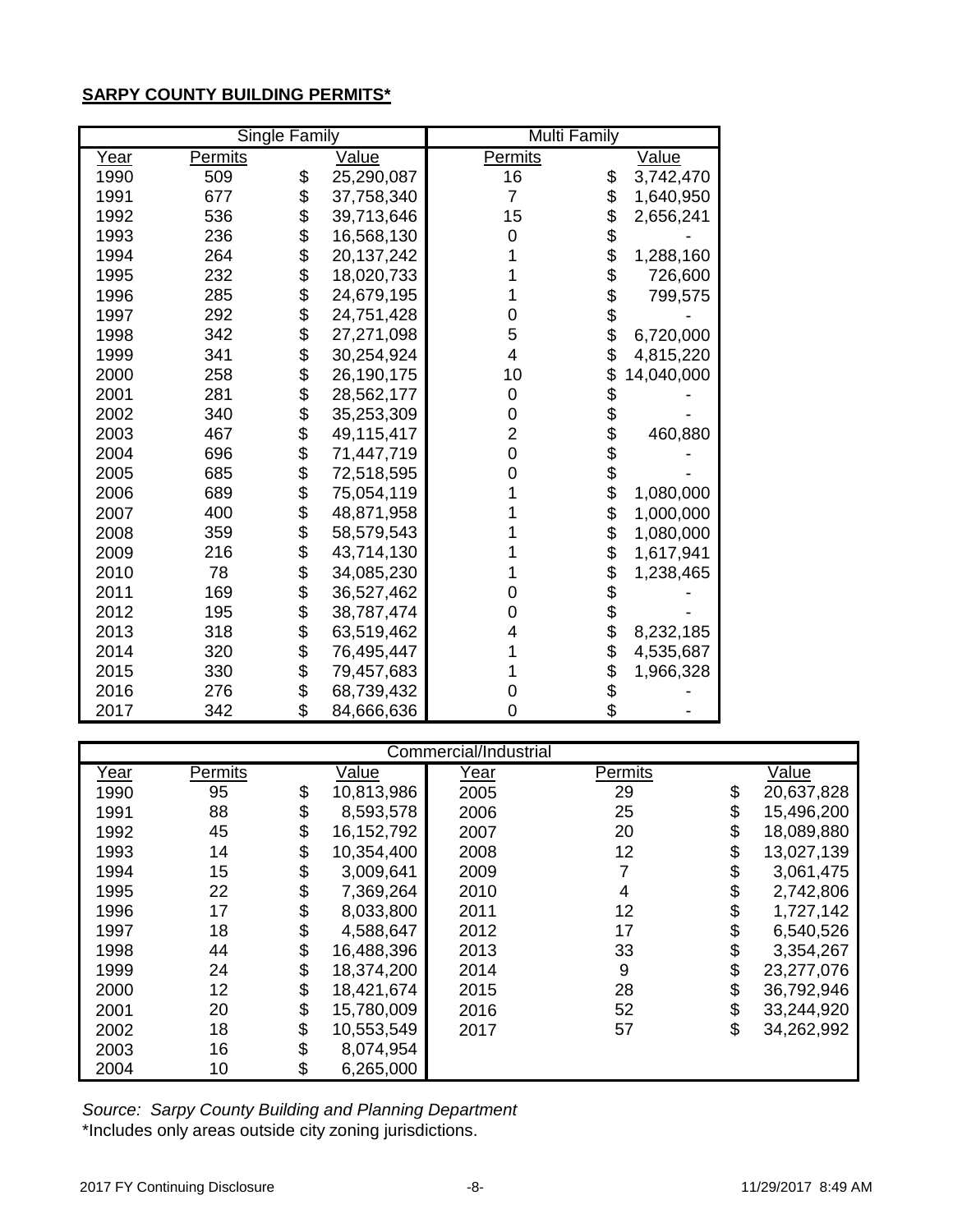**SARPY COUNTY BUILDING PERMITS***

| | Single Family | | Multi Family | |
|---|---|---|---|---|
| Year | Permits | Value | Permits | Value |
| 1990 | 509 | $ 25,290,087 | 16 | $ 3,742,470 |
| 1991 | 677 | $ 37,758,340 | 7 | $ 1,640,950 |
| 1992 | 536 | $ 39,713,646 | 15 | $ 2,656,241 |
| 1993 | 236 | $ 16,568,130 | 0 | $ - |
| 1994 | 264 | $ 20,137,242 | 1 | $ 1,288,160 |
| 1995 | 232 | $ 18,020,733 | 1 | $ 726,600 |
| 1996 | 285 | $ 24,679,195 | 1 | $ 799,575 |
| 1997 | 292 | $ 24,751,428 | 0 | $ - |
| 1998 | 342 | $ 27,271,098 | 5 | $ 6,720,000 |
| 1999 | 341 | $ 30,254,924 | 4 | $ 4,815,220 |
| 2000 | 258 | $ 26,190,175 | 10 | $ 14,040,000 |
| 2001 | 281 | $ 28,562,177 | 0 | $ - |
| 2002 | 340 | $ 35,253,309 | 0 | $ - |
| 2003 | 467 | $ 49,115,417 | 2 | $ 460,880 |
| 2004 | 696 | $ 71,447,719 | 0 | $ - |
| 2005 | 685 | $ 72,518,595 | 0 | $ - |
| 2006 | 689 | $ 75,054,119 | 1 | $ 1,080,000 |
| 2007 | 400 | $ 48,871,958 | 1 | $ 1,000,000 |
| 2008 | 359 | $ 58,579,543 | 1 | $ 1,080,000 |
| 2009 | 216 | $ 43,714,130 | 1 | $ 1,617,941 |
| 2010 | 78 | $ 34,085,230 | 1 | $ 1,238,465 |
| 2011 | 169 | $ 36,527,462 | 0 | $ - |
| 2012 | 195 | $ 38,787,474 | 0 | $ - |
| 2013 | 318 | $ 63,519,462 | 4 | $ 8,232,185 |
| 2014 | 320 | $ 76,495,447 | 1 | $ 4,535,687 |
| 2015 | 330 | $ 79,457,683 | 1 | $ 1,966,328 |
| 2016 | 276 | $ 68,739,432 | 0 | $ - |
| 2017 | 342 | $ 84,666,636 | 0 | $ - |

| Commercial/Industrial | | | | | |
|---|---|---|---|---|---|
| Year | Permits | Value | Year | Permits | Value |
| 1990 | 95 | $ 10,813,986 | 2005 | 29 | $ 20,637,828 |
| 1991 | 88 | $ 8,593,578 | 2006 | 25 | $ 15,496,200 |
| 1992 | 45 | $ 16,152,792 | 2007 | 20 | $ 18,089,880 |
| 1993 | 14 | $ 10,354,400 | 2008 | 12 | $ 13,027,139 |
| 1994 | 15 | $ 3,009,641 | 2009 | 7 | $ 3,061,475 |
| 1995 | 22 | $ 7,369,264 | 2010 | 4 | $ 2,742,806 |
| 1996 | 17 | $ 8,033,800 | 2011 | 12 | $ 1,727,142 |
| 1997 | 18 | $ 4,588,647 | 2012 | 17 | $ 6,540,526 |
| 1998 | 44 | $ 16,488,396 | 2013 | 33 | $ 3,354,267 |
| 1999 | 24 | $ 18,374,200 | 2014 | 9 | $ 23,277,076 |
| 2000 | 12 | $ 18,421,674 | 2015 | 28 | $ 36,792,946 |
| 2001 | 20 | $ 15,780,009 | 2016 | 52 | $ 33,244,920 |
| 2002 | 18 | $ 10,553,549 | 2017 | 57 | $ 34,262,992 |
| 2003 | 16 | $ 8,074,954 | | | |
| 2004 | 10 | $ 6,265,000 | | | |

*Source: Sarpy County Building and Planning Department*

*Includes only areas outside city zoning jurisdictions.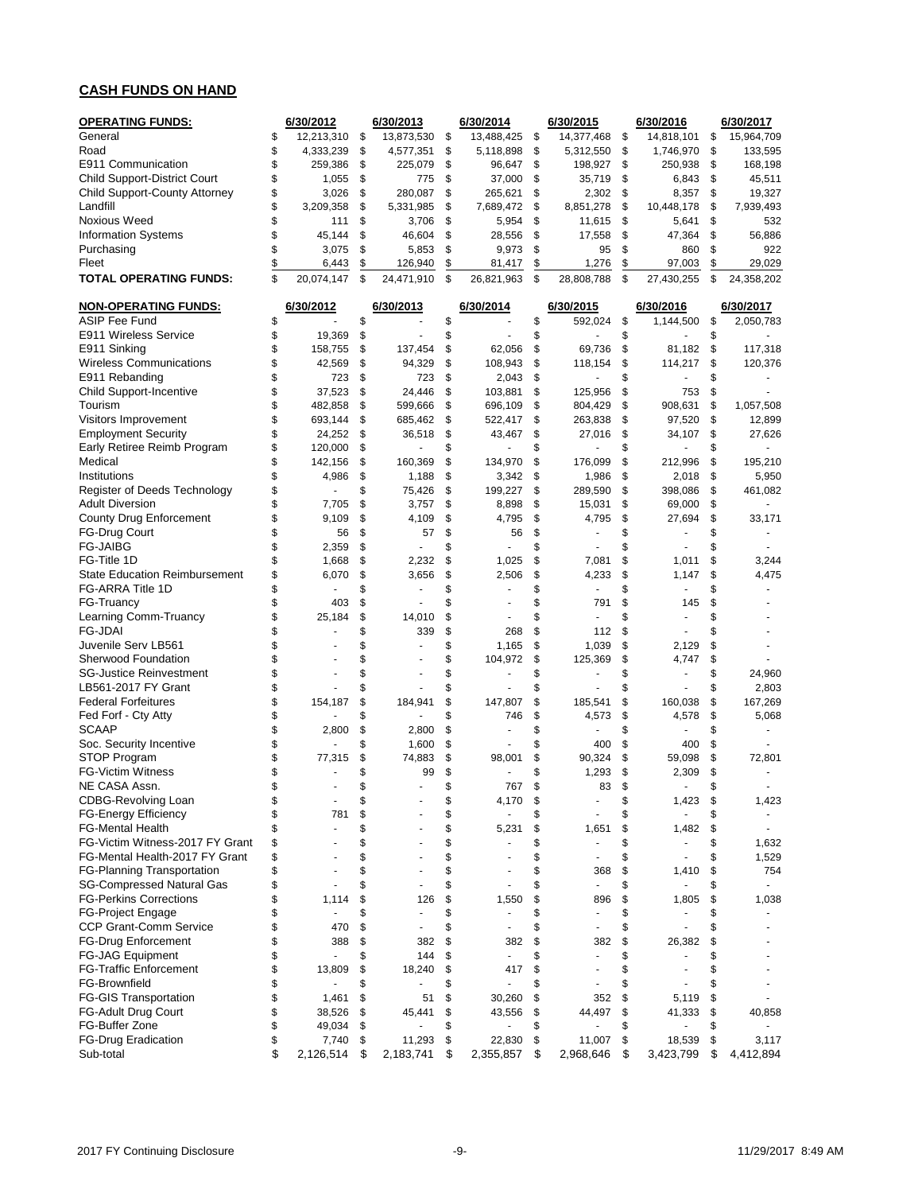## CASH FUNDS ON HAND

| OPERATING FUNDS: | 6/30/2012 | 6/30/2013 | 6/30/2014 | 6/30/2015 | 6/30/2016 | 6/30/2017 |
|---|---|---|---|---|---|---|
| General | $ 12,213,310 | $ 13,873,530 | $ 13,488,425 | $ 14,377,468 | $ 14,818,101 | $ 15,964,709 |
| Road | $ 4,333,239 | $ 4,577,351 | $ 5,118,898 | $ 5,312,550 | $ 1,746,970 | $ 133,595 |
| E911 Communication | $ 259,386 | $ 225,079 | $ 96,647 | $ 198,927 | $ 250,938 | $ 168,198 |
| Child Support-District Court | $ 1,055 | $ 775 | $ 37,000 | $ 35,719 | $ 6,843 | $ 45,511 |
| Child Support-County Attorney | $ 3,026 | $ 280,087 | $ 265,621 | $ 2,302 | $ 8,357 | $ 19,327 |
| Landfill | $ 3,209,358 | $ 5,331,985 | $ 7,689,472 | $ 8,851,278 | $ 10,448,178 | $ 7,939,493 |
| Noxious Weed | $ 111 | $ 3,706 | $ 5,954 | $ 11,615 | $ 5,641 | $ 532 |
| Information Systems | $ 45,144 | $ 46,604 | $ 28,556 | $ 17,558 | $ 47,364 | $ 56,886 |
| Purchasing | $ 3,075 | $ 5,853 | $ 9,973 | $ 95 | $ 860 | $ 922 |
| Fleet | $ 6,443 | $ 126,940 | $ 81,417 | $ 1,276 | $ 97,003 | $ 29,029 |
| **TOTAL OPERATING FUNDS:** | $ 20,074,147 | $ 24,471,910 | $ 26,821,963 | $ 28,808,788 | $ 27,430,255 | $ 24,358,202 |

| NON-OPERATING FUNDS: | 6/30/2012 | 6/30/2013 | 6/30/2014 | 6/30/2015 | 6/30/2016 | 6/30/2017 |
|---|---|---|---|---|---|---|
| ASIP Fee Fund | $ - | $ - | $ - | $ 592,024 | $ 1,144,500 | $ 2,050,783 |
| E911 Wireless Service | $ 19,369 | $ - | $ - | $ - | $ - | $ - |
| E911 Sinking | $ 158,755 | $ 137,454 | $ 62,056 | $ 69,736 | $ 81,182 | $ 117,318 |
| Wireless Communications | $ 42,569 | $ 94,329 | $ 108,943 | $ 118,154 | $ 114,217 | $ 120,376 |
| E911 Rebanding | $ 723 | $ 723 | $ 2,043 | $ - | $ - | $ - |
| Child Support-Incentive | $ 37,523 | $ 24,446 | $ 103,881 | $ 125,956 | $ 753 | $ - |
| Tourism | $ 482,858 | $ 599,666 | $ 696,109 | $ 804,429 | $ 908,631 | $ 1,057,508 |
| Visitors Improvement | $ 693,144 | $ 685,462 | $ 522,417 | $ 263,838 | $ 97,520 | $ 12,899 |
| Employment Security | $ 24,252 | $ 36,518 | $ 43,467 | $ 27,016 | $ 34,107 | $ 27,626 |
| Early Retiree Reimb Program | $ 120,000 | $ - | $ - | $ - | $ - | $ - |
| Medical | $ 142,156 | $ 160,369 | $ 134,970 | $ 176,099 | $ 212,996 | $ 195,210 |
| Institutions | $ 4,986 | $ 1,188 | $ 3,342 | $ 1,986 | $ 2,018 | $ 5,950 |
| Register of Deeds Technology | $ - | $ 75,426 | $ 199,227 | $ 289,590 | $ 398,086 | $ 461,082 |
| Adult Diversion | $ 7,705 | $ 3,757 | $ 8,898 | $ 15,031 | $ 69,000 | $ - |
| County Drug Enforcement | $ 9,109 | $ 4,109 | $ 4,795 | $ 4,795 | $ 27,694 | $ 33,171 |
| FG-Drug Court | $ 56 | $ 57 | $ 56 | $ - | $ - | $ - |
| FG-JAIBG | $ 2,359 | $ - | $ - | $ - | $ - | $ - |
| FG-Title 1D | $ 1,668 | $ 2,232 | $ 1,025 | $ 7,081 | $ 1,011 | $ 3,244 |
| State Education Reimbursement | $ 6,070 | $ 3,656 | $ 2,506 | $ 4,233 | $ 1,147 | $ 4,475 |
| FG-ARRA Title 1D | $ - | $ - | $ - | $ - | $ - | $ - |
| FG-Truancy | $ 403 | $ - | $ - | $ 791 | $ 145 | $ - |
| Learning Comm-Truancy | $ 25,184 | $ 14,010 | $ - | $ - | $ - | $ - |
| FG-JDAI | $ - | $ 339 | $ 268 | $ 112 | $ - | $ - |
| Juvenile Serv LB561 | $ - | $ - | $ 1,165 | $ 1,039 | $ 2,129 | $ - |
| Sherwood Foundation | $ - | $ - | $ 104,972 | $ 125,369 | $ 4,747 | $ - |
| SG-Justice Reinvestment | $ - | $ - | $ - | $ - | $ - | $ 24,960 |
| LB561-2017 FY Grant | $ - | $ - | $ - | $ - | $ - | $ 2,803 |
| Federal Forfeitures | $ 154,187 | $ 184,941 | $ 147,807 | $ 185,541 | $ 160,038 | $ 167,269 |
| Fed Forf - Cty Atty | $ - | $ - | $ 746 | $ 4,573 | $ 4,578 | $ 5,068 |
| SCAAP | $ 2,800 | $ 2,800 | $ - | $ - | $ - | $ - |
| Soc. Security Incentive | $ - | $ 1,600 | $ - | $ 400 | $ 400 | $ - |
| STOP Program | $ 77,315 | $ 74,883 | $ 98,001 | $ 90,324 | $ 59,098 | $ 72,801 |
| FG-Victim Witness | $ - | $ 99 | $ - | $ 1,293 | $ 2,309 | $ - |
| NE CASA Assn. | $ - | $ - | $ 767 | $ 83 | $ - | $ - |
| CDBG-Revolving Loan | $ - | $ - | $ 4,170 | $ - | $ 1,423 | $ 1,423 |
| FG-Energy Efficiency | $ 781 | $ - | $ - | $ - | $ - | $ - |
| FG-Mental Health | $ - | $ - | $ 5,231 | $ 1,651 | $ 1,482 | $ - |
| FG-Victim Witness-2017 FY Grant | $ - | $ - | $ - | $ - | $ - | $ 1,632 |
| FG-Mental Health-2017 FY Grant | $ - | $ - | $ - | $ - | $ - | $ 1,529 |
| FG-Planning Transportation | $ - | $ - | $ - | $ 368 | $ 1,410 | $ 754 |
| SG-Compressed Natural Gas | $ - | $ - | $ - | $ - | $ - | $ - |
| FG-Perkins Corrections | $ 1,114 | $ 126 | $ 1,550 | $ 896 | $ 1,805 | $ 1,038 |
| FG-Project Engage | $ - | $ - | $ - | $ - | $ - | $ - |
| CCP Grant-Comm Service | $ 470 | $ - | $ - | $ - | $ - | $ - |
| FG-Drug Enforcement | $ 388 | $ 382 | $ 382 | $ 382 | $ 26,382 | $ - |
| FG-JAG Equipment | $ - | $ 144 | $ - | $ - | $ - | $ - |
| FG-Traffic Enforcement | $ 13,809 | $ 18,240 | $ 417 | $ - | $ - | $ - |
| FG-Brownfield | $ - | $ - | $ - | $ - | $ - | $ - |
| FG-GIS Transportation | $ 1,461 | $ 51 | $ 30,260 | $ 352 | $ 5,119 | $ - |
| FG-Adult Drug Court | $ 38,526 | $ 45,441 | $ 43,556 | $ 44,497 | $ 41,333 | $ 40,858 |
| FG-Buffer Zone | $ 49,034 | $ - | $ - | $ - | $ - | $ - |
| FG-Drug Eradication | $ 7,740 | $ 11,293 | $ 22,830 | $ 11,007 | $ 18,539 | $ 3,117 |
| Sub-total | $ 2,126,514 | $ 2,183,741 | $ 2,355,857 | $ 2,968,646 | $ 3,423,799 | $ 4,412,894 |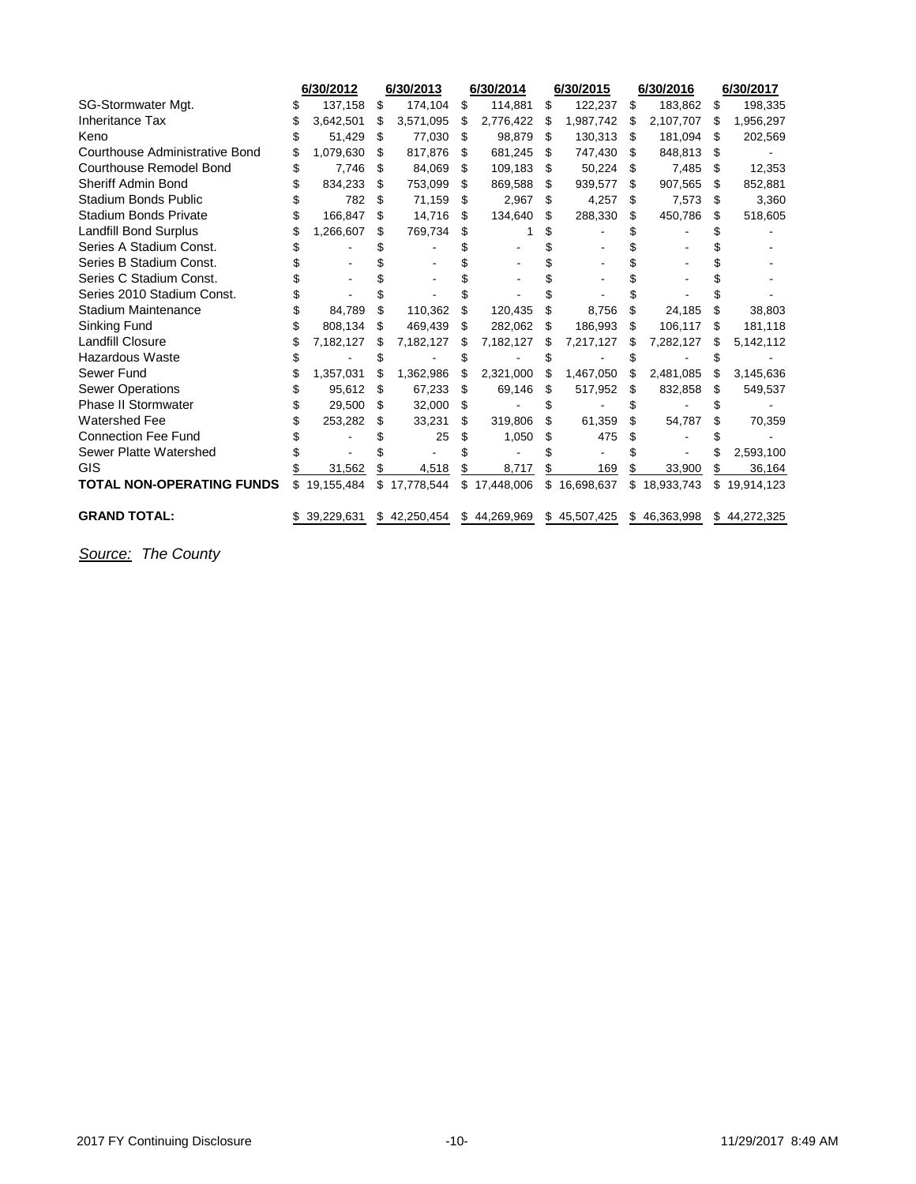| | 6/30/2012 | 6/30/2013 | 6/30/2014 | 6/30/2015 | 6/30/2016 | 6/30/2017 |
|---|---|---|---|---|---|---|
| SG-Stormwater Mgt. | $ 137,158 | $ 174,104 | $ 114,881 | $ 122,237 | $ 183,862 | $ 198,335 |
| Inheritance Tax | $ 3,642,501 | $ 3,571,095 | $ 2,776,422 | $ 1,987,742 | $ 2,107,707 | $ 1,956,297 |
| Keno | $ 51,429 | $ 77,030 | $ 98,879 | $ 130,313 | $ 181,094 | $ 202,569 |
| Courthouse Administrative Bond | $ 1,079,630 | $ 817,876 | $ 681,245 | $ 747,430 | $ 848,813 | $ - |
| Courthouse Remodel Bond | $ 7,746 | $ 84,069 | $ 109,183 | $ 50,224 | $ 7,485 | $ 12,353 |
| Sheriff Admin Bond | $ 834,233 | $ 753,099 | $ 869,588 | $ 939,577 | $ 907,565 | $ 852,881 |
| Stadium Bonds Public | $ 782 | $ 71,159 | $ 2,967 | $ 4,257 | $ 7,573 | $ 3,360 |
| Stadium Bonds Private | $ 166,847 | $ 14,716 | $ 134,640 | $ 288,330 | $ 450,786 | $ 518,605 |
| Landfill Bond Surplus | $ 1,266,607 | $ 769,734 | $ 1 | $ - | $ - | $ - |
| Series A Stadium Const. | $ - | $ - | $ - | $ - | $ - | $ - |
| Series B Stadium Const. | $ - | $ - | $ - | $ - | $ - | $ - |
| Series C Stadium Const. | $ - | $ - | $ - | $ - | $ - | $ - |
| Series 2010 Stadium Const. | $ - | $ - | $ - | $ - | $ - | $ - |
| Stadium Maintenance | $ 84,789 | $ 110,362 | $ 120,435 | $ 8,756 | $ 24,185 | $ 38,803 |
| Sinking Fund | $ 808,134 | $ 469,439 | $ 282,062 | $ 186,993 | $ 106,117 | $ 181,118 |
| Landfill Closure | $ 7,182,127 | $ 7,182,127 | $ 7,182,127 | $ 7,217,127 | $ 7,282,127 | $ 5,142,112 |
| Hazardous Waste | $ - | $ - | $ - | $ - | $ - | $ - |
| Sewer Fund | $ 1,357,031 | $ 1,362,986 | $ 2,321,000 | $ 1,467,050 | $ 2,481,085 | $ 3,145,636 |
| Sewer Operations | $ 95,612 | $ 67,233 | $ 69,146 | $ 517,952 | $ 832,858 | $ 549,537 |
| Phase II Stormwater | $ 29,500 | $ 32,000 | $ - | $ - | $ - | $ - |
| Watershed Fee | $ 253,282 | $ 33,231 | $ 319,806 | $ 61,359 | $ 54,787 | $ 70,359 |
| Connection Fee Fund | $ - | $ 25 | $ 1,050 | $ 475 | $ - | $ - |
| Sewer Platte Watershed | $ - | $ - | $ - | $ - | $ - | $ 2,593,100 |
| GIS | $ 31,562 | $ 4,518 | $ 8,717 | $ 169 | $ 33,900 | $ 36,164 |
| **TOTAL NON-OPERATING FUNDS** | $ 19,155,484 | $ 17,778,544 | $ 17,448,006 | $ 16,698,637 | $ 18,933,743 | $ 19,914,123 |
| **GRAND TOTAL:** | $ 39,229,631 | $ 42,250,454 | $ 44,269,969 | $ 45,507,425 | $ 46,363,998 | $ 44,272,325 |

*Source: The County*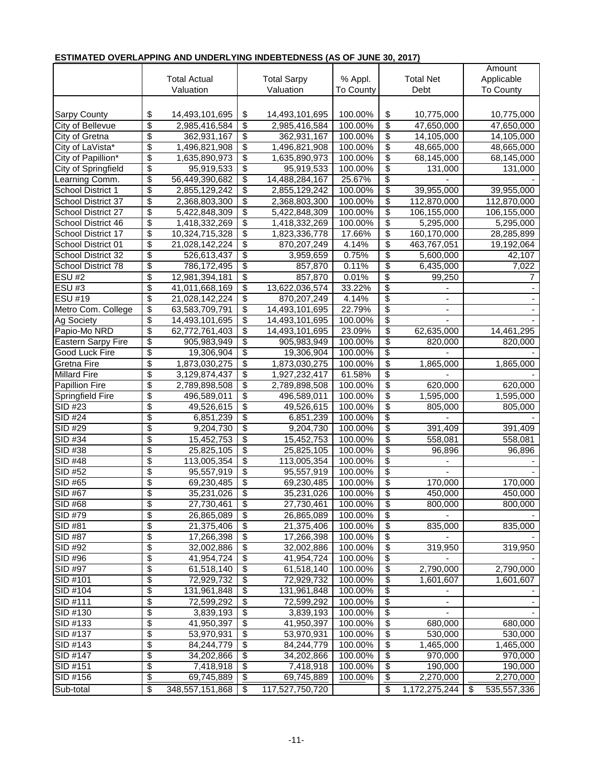**ESTIMATED OVERLAPPING AND UNDERLYING INDEBTEDNESS (AS OF JUNE 30, 2017)**

| | Total Actual Valuation | Total Sarpy Valuation | % Appl. To County | Total Net Debt | Amount Applicable To County |
|---|---|---|---|---|---|
| Sarpy County | $ 14,493,101,695 | $ 14,493,101,695 | 100.00% | $ 10,775,000 | 10,775,000 |
| City of Bellevue | $ 2,985,416,584 | $ 2,985,416,584 | 100.00% | $ 47,650,000 | 47,650,000 |
| City of Gretna | $ 362,931,167 | $ 362,931,167 | 100.00% | $ 14,105,000 | 14,105,000 |
| City of LaVista* | $ 1,496,821,908 | $ 1,496,821,908 | 100.00% | $ 48,665,000 | 48,665,000 |
| City of Papillion* | $ 1,635,890,973 | $ 1,635,890,973 | 100.00% | $ 68,145,000 | 68,145,000 |
| City of Springfield | $ 95,919,533 | $ 95,919,533 | 100.00% | $ 131,000 | 131,000 |
| Learning Comm. | $ 56,449,390,682 | $ 14,488,284,167 | 25.67% | $ - | - |
| School District 1 | $ 2,855,129,242 | $ 2,855,129,242 | 100.00% | $ 39,955,000 | 39,955,000 |
| School District 37 | $ 2,368,803,300 | $ 2,368,803,300 | 100.00% | $ 112,870,000 | 112,870,000 |
| School District 27 | $ 5,422,848,309 | $ 5,422,848,309 | 100.00% | $ 106,155,000 | 106,155,000 |
| School District 46 | $ 1,418,332,269 | $ 1,418,332,269 | 100.00% | $ 5,295,000 | 5,295,000 |
| School District 17 | $ 10,324,715,328 | $ 1,823,336,778 | 17.66% | $ 160,170,000 | 28,285,899 |
| School District 01 | $ 21,028,142,224 | $ 870,207,249 | 4.14% | $ 463,767,051 | 19,192,064 |
| School District 32 | $ 526,613,437 | $ 3,959,659 | 0.75% | $ 5,600,000 | 42,107 |
| School District 78 | $ 786,172,495 | $ 857,870 | 0.11% | $ 6,435,000 | 7,022 |
| ESU #2 | $ 12,981,394,181 | $ 857,870 | 0.01% | $ 99,250 | 7 |
| ESU #3 | $ 41,011,668,169 | $ 13,622,036,574 | 33.22% | $ - | - |
| ESU #19 | $ 21,028,142,224 | $ 870,207,249 | 4.14% | $ - | - |
| Metro Com. College | $ 63,583,709,791 | $ 14,493,101,695 | 22.79% | $ - | - |
| Ag Society | $ 14,493,101,695 | $ 14,493,101,695 | 100.00% | $ - | - |
| Papio-Mo NRD | $ 62,772,761,403 | $ 14,493,101,695 | 23.09% | $ 62,635,000 | 14,461,295 |
| Eastern Sarpy Fire | $ 905,983,949 | $ 905,983,949 | 100.00% | $ 820,000 | 820,000 |
| Good Luck Fire | $ 19,306,904 | $ 19,306,904 | 100.00% | $ - | - |
| Gretna Fire | $ 1,873,030,275 | $ 1,873,030,275 | 100.00% | $ 1,865,000 | 1,865,000 |
| Millard Fire | $ 3,129,874,437 | $ 1,927,232,417 | 61.58% | $ - | - |
| Papillion Fire | $ 2,789,898,508 | $ 2,789,898,508 | 100.00% | $ 620,000 | 620,000 |
| Springfield Fire | $ 496,589,011 | $ 496,589,011 | 100.00% | $ 1,595,000 | 1,595,000 |
| SID #23 | $ 49,526,615 | $ 49,526,615 | 100.00% | $ 805,000 | 805,000 |
| SID #24 | $ 6,851,239 | $ 6,851,239 | 100.00% | $ - | - |
| SID #29 | $ 9,204,730 | $ 9,204,730 | 100.00% | $ 391,409 | 391,409 |
| SID #34 | $ 15,452,753 | $ 15,452,753 | 100.00% | $ 558,081 | 558,081 |
| SID #38 | $ 25,825,105 | $ 25,825,105 | 100.00% | $ 96,896 | 96,896 |
| SID #48 | $ 113,005,354 | $ 113,005,354 | 100.00% | $ - | - |
| SID #52 | $ 95,557,919 | $ 95,557,919 | 100.00% | $ - | - |
| SID #65 | $ 69,230,485 | $ 69,230,485 | 100.00% | $ 170,000 | 170,000 |
| SID #67 | $ 35,231,026 | $ 35,231,026 | 100.00% | $ 450,000 | 450,000 |
| SID #68 | $ 27,730,461 | $ 27,730,461 | 100.00% | $ 800,000 | 800,000 |
| SID #79 | $ 26,865,089 | $ 26,865,089 | 100.00% | $ - | - |
| SID #81 | $ 21,375,406 | $ 21,375,406 | 100.00% | $ 835,000 | 835,000 |
| SID #87 | $ 17,266,398 | $ 17,266,398 | 100.00% | $ - | - |
| SID #92 | $ 32,002,886 | $ 32,002,886 | 100.00% | $ 319,950 | 319,950 |
| SID #96 | $ 41,954,724 | $ 41,954,724 | 100.00% | $ - | - |
| SID #97 | $ 61,518,140 | $ 61,518,140 | 100.00% | $ 2,790,000 | 2,790,000 |
| SID #101 | $ 72,929,732 | $ 72,929,732 | 100.00% | $ 1,601,607 | 1,601,607 |
| SID #104 | $ 131,961,848 | $ 131,961,848 | 100.00% | $ - | - |
| SID #111 | $ 72,599,292 | $ 72,599,292 | 100.00% | $ - | - |
| SID #130 | $ 3,839,193 | $ 3,839,193 | 100.00% | $ - | - |
| SID #133 | $ 41,950,397 | $ 41,950,397 | 100.00% | $ 680,000 | 680,000 |
| SID #137 | $ 53,970,931 | $ 53,970,931 | 100.00% | $ 530,000 | 530,000 |
| SID #143 | $ 84,244,779 | $ 84,244,779 | 100.00% | $ 1,465,000 | 1,465,000 |
| SID #147 | $ 34,202,866 | $ 34,202,866 | 100.00% | $ 970,000 | 970,000 |
| SID #151 | $ 7,418,918 | $ 7,418,918 | 100.00% | $ 190,000 | 190,000 |
| SID #156 | $ 69,745,889 | $ 69,745,889 | 100.00% | $ 2,270,000 | 2,270,000 |
| Sub-total | $ 348,557,151,868 | $ 117,527,750,720 | | $ 1,172,275,244 | $ 535,557,336 |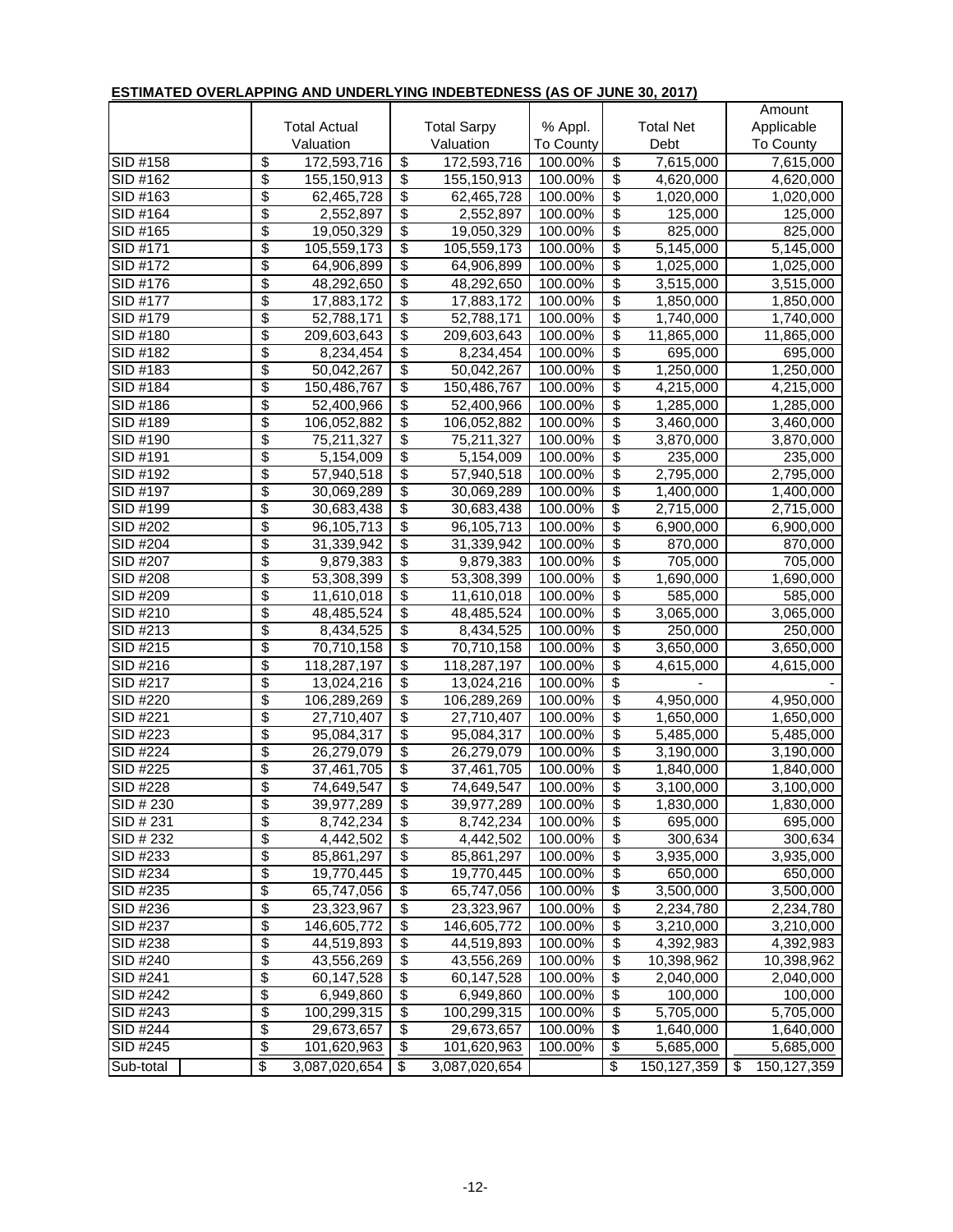**ESTIMATED OVERLAPPING AND UNDERLYING INDEBTEDNESS (AS OF JUNE 30, 2017)**

| | Total Actual Valuation | Total Sarpy Valuation | % Appl. To County | Total Net Debt | Amount Applicable To County |
|---|---|---|---|---|---|
| SID #158 | $ 172,593,716 | $ 172,593,716 | 100.00% | $ 7,615,000 | 7,615,000 |
| SID #162 | $ 155,150,913 | $ 155,150,913 | 100.00% | $ 4,620,000 | 4,620,000 |
| SID #163 | $ 62,465,728 | $ 62,465,728 | 100.00% | $ 1,020,000 | 1,020,000 |
| SID #164 | $ 2,552,897 | $ 2,552,897 | 100.00% | $ 125,000 | 125,000 |
| SID #165 | $ 19,050,329 | $ 19,050,329 | 100.00% | $ 825,000 | 825,000 |
| SID #171 | $ 105,559,173 | $ 105,559,173 | 100.00% | $ 5,145,000 | 5,145,000 |
| SID #172 | $ 64,906,899 | $ 64,906,899 | 100.00% | $ 1,025,000 | 1,025,000 |
| SID #176 | $ 48,292,650 | $ 48,292,650 | 100.00% | $ 3,515,000 | 3,515,000 |
| SID #177 | $ 17,883,172 | $ 17,883,172 | 100.00% | $ 1,850,000 | 1,850,000 |
| SID #179 | $ 52,788,171 | $ 52,788,171 | 100.00% | $ 1,740,000 | 1,740,000 |
| SID #180 | $ 209,603,643 | $ 209,603,643 | 100.00% | $ 11,865,000 | 11,865,000 |
| SID #182 | $ 8,234,454 | $ 8,234,454 | 100.00% | $ 695,000 | 695,000 |
| SID #183 | $ 50,042,267 | $ 50,042,267 | 100.00% | $ 1,250,000 | 1,250,000 |
| SID #184 | $ 150,486,767 | $ 150,486,767 | 100.00% | $ 4,215,000 | 4,215,000 |
| SID #186 | $ 52,400,966 | $ 52,400,966 | 100.00% | $ 1,285,000 | 1,285,000 |
| SID #189 | $ 106,052,882 | $ 106,052,882 | 100.00% | $ 3,460,000 | 3,460,000 |
| SID #190 | $ 75,211,327 | $ 75,211,327 | 100.00% | $ 3,870,000 | 3,870,000 |
| SID #191 | $ 5,154,009 | $ 5,154,009 | 100.00% | $ 235,000 | 235,000 |
| SID #192 | $ 57,940,518 | $ 57,940,518 | 100.00% | $ 2,795,000 | 2,795,000 |
| SID #197 | $ 30,069,289 | $ 30,069,289 | 100.00% | $ 1,400,000 | 1,400,000 |
| SID #199 | $ 30,683,438 | $ 30,683,438 | 100.00% | $ 2,715,000 | 2,715,000 |
| SID #202 | $ 96,105,713 | $ 96,105,713 | 100.00% | $ 6,900,000 | 6,900,000 |
| SID #204 | $ 31,339,942 | $ 31,339,942 | 100.00% | $ 870,000 | 870,000 |
| SID #207 | $ 9,879,383 | $ 9,879,383 | 100.00% | $ 705,000 | 705,000 |
| SID #208 | $ 53,308,399 | $ 53,308,399 | 100.00% | $ 1,690,000 | 1,690,000 |
| SID #209 | $ 11,610,018 | $ 11,610,018 | 100.00% | $ 585,000 | 585,000 |
| SID #210 | $ 48,485,524 | $ 48,485,524 | 100.00% | $ 3,065,000 | 3,065,000 |
| SID #213 | $ 8,434,525 | $ 8,434,525 | 100.00% | $ 250,000 | 250,000 |
| SID #215 | $ 70,710,158 | $ 70,710,158 | 100.00% | $ 3,650,000 | 3,650,000 |
| SID #216 | $ 118,287,197 | $ 118,287,197 | 100.00% | $ 4,615,000 | 4,615,000 |
| SID #217 | $ 13,024,216 | $ 13,024,216 | 100.00% | $ - | - |
| SID #220 | $ 106,289,269 | $ 106,289,269 | 100.00% | $ 4,950,000 | 4,950,000 |
| SID #221 | $ 27,710,407 | $ 27,710,407 | 100.00% | $ 1,650,000 | 1,650,000 |
| SID #223 | $ 95,084,317 | $ 95,084,317 | 100.00% | $ 5,485,000 | 5,485,000 |
| SID #224 | $ 26,279,079 | $ 26,279,079 | 100.00% | $ 3,190,000 | 3,190,000 |
| SID #225 | $ 37,461,705 | $ 37,461,705 | 100.00% | $ 1,840,000 | 1,840,000 |
| SID #228 | $ 74,649,547 | $ 74,649,547 | 100.00% | $ 3,100,000 | 3,100,000 |
| SID # 230 | $ 39,977,289 | $ 39,977,289 | 100.00% | $ 1,830,000 | 1,830,000 |
| SID # 231 | $ 8,742,234 | $ 8,742,234 | 100.00% | $ 695,000 | 695,000 |
| SID # 232 | $ 4,442,502 | $ 4,442,502 | 100.00% | $ 300,634 | 300,634 |
| SID #233 | $ 85,861,297 | $ 85,861,297 | 100.00% | $ 3,935,000 | 3,935,000 |
| SID #234 | $ 19,770,445 | $ 19,770,445 | 100.00% | $ 650,000 | 650,000 |
| SID #235 | $ 65,747,056 | $ 65,747,056 | 100.00% | $ 3,500,000 | 3,500,000 |
| SID #236 | $ 23,323,967 | $ 23,323,967 | 100.00% | $ 2,234,780 | 2,234,780 |
| SID #237 | $ 146,605,772 | $ 146,605,772 | 100.00% | $ 3,210,000 | 3,210,000 |
| SID #238 | $ 44,519,893 | $ 44,519,893 | 100.00% | $ 4,392,983 | 4,392,983 |
| SID #240 | $ 43,556,269 | $ 43,556,269 | 100.00% | $ 10,398,962 | 10,398,962 |
| SID #241 | $ 60,147,528 | $ 60,147,528 | 100.00% | $ 2,040,000 | 2,040,000 |
| SID #242 | $ 6,949,860 | $ 6,949,860 | 100.00% | $ 100,000 | 100,000 |
| SID #243 | $ 100,299,315 | $ 100,299,315 | 100.00% | $ 5,705,000 | 5,705,000 |
| SID #244 | $ 29,673,657 | $ 29,673,657 | 100.00% | $ 1,640,000 | 1,640,000 |
| SID #245 | $ 101,620,963 | $ 101,620,963 | 100.00% | $ 5,685,000 | 5,685,000 |
| Sub-total | $ 3,087,020,654 | $ 3,087,020,654 | | $ 150,127,359 | $ 150,127,359 |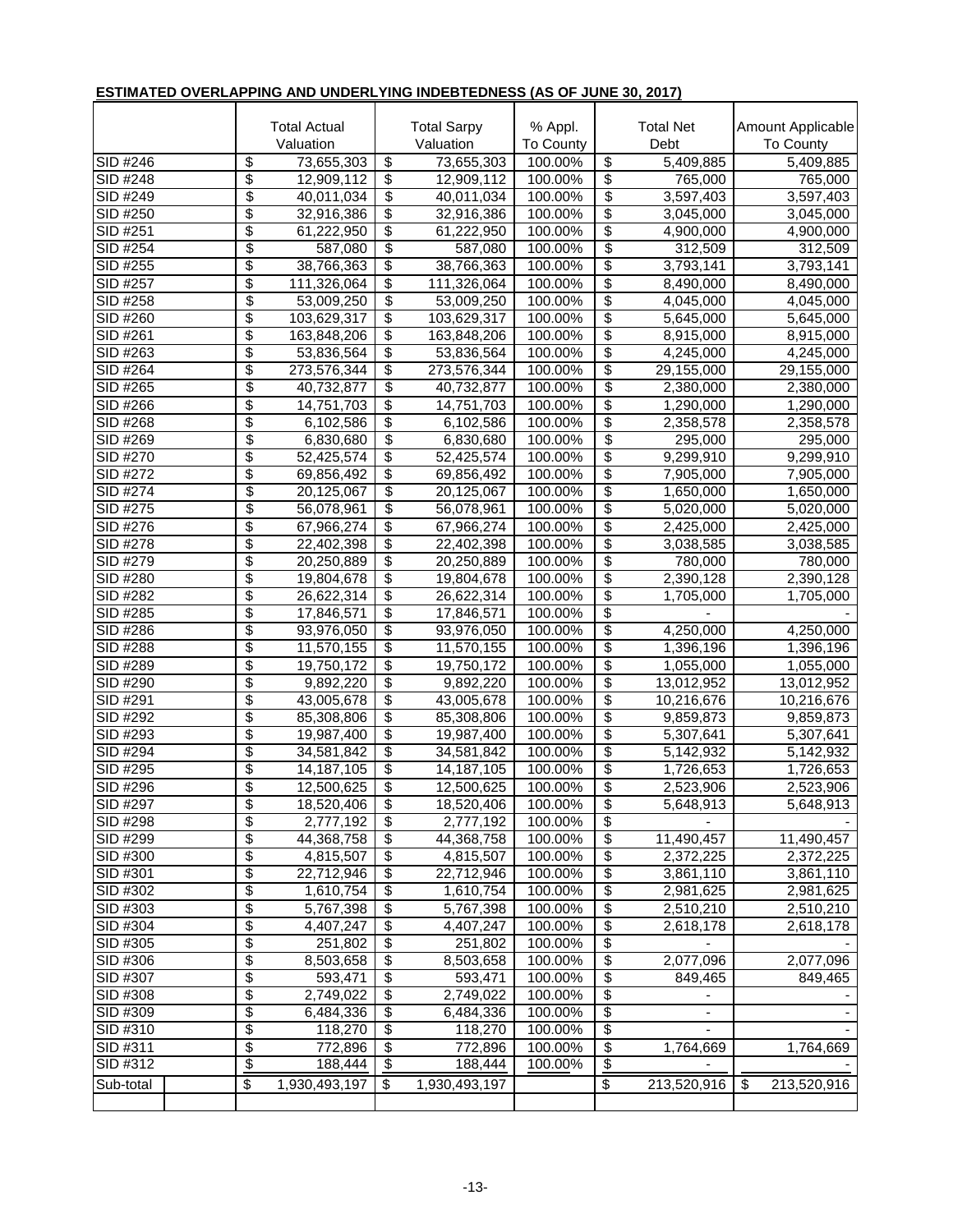**ESTIMATED OVERLAPPING AND UNDERLYING INDEBTEDNESS (AS OF JUNE 30, 2017)**

| | Total Actual Valuation | Total Sarpy Valuation | % Appl. To County | Total Net Debt | Amount Applicable To County |
|---|---|---|---|---|---|
| SID #246 | $ 73,655,303 | $ 73,655,303 | 100.00% | $ 5,409,885 | 5,409,885 |
| SID #248 | $ 12,909,112 | $ 12,909,112 | 100.00% | $ 765,000 | 765,000 |
| SID #249 | $ 40,011,034 | $ 40,011,034 | 100.00% | $ 3,597,403 | 3,597,403 |
| SID #250 | $ 32,916,386 | $ 32,916,386 | 100.00% | $ 3,045,000 | 3,045,000 |
| SID #251 | $ 61,222,950 | $ 61,222,950 | 100.00% | $ 4,900,000 | 4,900,000 |
| SID #254 | $ 587,080 | $ 587,080 | 100.00% | $ 312,509 | 312,509 |
| SID #255 | $ 38,766,363 | $ 38,766,363 | 100.00% | $ 3,793,141 | 3,793,141 |
| SID #257 | $ 111,326,064 | $ 111,326,064 | 100.00% | $ 8,490,000 | 8,490,000 |
| SID #258 | $ 53,009,250 | $ 53,009,250 | 100.00% | $ 4,045,000 | 4,045,000 |
| SID #260 | $ 103,629,317 | $ 103,629,317 | 100.00% | $ 5,645,000 | 5,645,000 |
| SID #261 | $ 163,848,206 | $ 163,848,206 | 100.00% | $ 8,915,000 | 8,915,000 |
| SID #263 | $ 53,836,564 | $ 53,836,564 | 100.00% | $ 4,245,000 | 4,245,000 |
| SID #264 | $ 273,576,344 | $ 273,576,344 | 100.00% | $ 29,155,000 | 29,155,000 |
| SID #265 | $ 40,732,877 | $ 40,732,877 | 100.00% | $ 2,380,000 | 2,380,000 |
| SID #266 | $ 14,751,703 | $ 14,751,703 | 100.00% | $ 1,290,000 | 1,290,000 |
| SID #268 | $ 6,102,586 | $ 6,102,586 | 100.00% | $ 2,358,578 | 2,358,578 |
| SID #269 | $ 6,830,680 | $ 6,830,680 | 100.00% | $ 295,000 | 295,000 |
| SID #270 | $ 52,425,574 | $ 52,425,574 | 100.00% | $ 9,299,910 | 9,299,910 |
| SID #272 | $ 69,856,492 | $ 69,856,492 | 100.00% | $ 7,905,000 | 7,905,000 |
| SID #274 | $ 20,125,067 | $ 20,125,067 | 100.00% | $ 1,650,000 | 1,650,000 |
| SID #275 | $ 56,078,961 | $ 56,078,961 | 100.00% | $ 5,020,000 | 5,020,000 |
| SID #276 | $ 67,966,274 | $ 67,966,274 | 100.00% | $ 2,425,000 | 2,425,000 |
| SID #278 | $ 22,402,398 | $ 22,402,398 | 100.00% | $ 3,038,585 | 3,038,585 |
| SID #279 | $ 20,250,889 | $ 20,250,889 | 100.00% | $ 780,000 | 780,000 |
| SID #280 | $ 19,804,678 | $ 19,804,678 | 100.00% | $ 2,390,128 | 2,390,128 |
| SID #282 | $ 26,622,314 | $ 26,622,314 | 100.00% | $ 1,705,000 | 1,705,000 |
| SID #285 | $ 17,846,571 | $ 17,846,571 | 100.00% | $ - | - |
| SID #286 | $ 93,976,050 | $ 93,976,050 | 100.00% | $ 4,250,000 | 4,250,000 |
| SID #288 | $ 11,570,155 | $ 11,570,155 | 100.00% | $ 1,396,196 | 1,396,196 |
| SID #289 | $ 19,750,172 | $ 19,750,172 | 100.00% | $ 1,055,000 | 1,055,000 |
| SID #290 | $ 9,892,220 | $ 9,892,220 | 100.00% | $ 13,012,952 | 13,012,952 |
| SID #291 | $ 43,005,678 | $ 43,005,678 | 100.00% | $ 10,216,676 | 10,216,676 |
| SID #292 | $ 85,308,806 | $ 85,308,806 | 100.00% | $ 9,859,873 | 9,859,873 |
| SID #293 | $ 19,987,400 | $ 19,987,400 | 100.00% | $ 5,307,641 | 5,307,641 |
| SID #294 | $ 34,581,842 | $ 34,581,842 | 100.00% | $ 5,142,932 | 5,142,932 |
| SID #295 | $ 14,187,105 | $ 14,187,105 | 100.00% | $ 1,726,653 | 1,726,653 |
| SID #296 | $ 12,500,625 | $ 12,500,625 | 100.00% | $ 2,523,906 | 2,523,906 |
| SID #297 | $ 18,520,406 | $ 18,520,406 | 100.00% | $ 5,648,913 | 5,648,913 |
| SID #298 | $ 2,777,192 | $ 2,777,192 | 100.00% | $ - | - |
| SID #299 | $ 44,368,758 | $ 44,368,758 | 100.00% | $ 11,490,457 | 11,490,457 |
| SID #300 | $ 4,815,507 | $ 4,815,507 | 100.00% | $ 2,372,225 | 2,372,225 |
| SID #301 | $ 22,712,946 | $ 22,712,946 | 100.00% | $ 3,861,110 | 3,861,110 |
| SID #302 | $ 1,610,754 | $ 1,610,754 | 100.00% | $ 2,981,625 | 2,981,625 |
| SID #303 | $ 5,767,398 | $ 5,767,398 | 100.00% | $ 2,510,210 | 2,510,210 |
| SID #304 | $ 4,407,247 | $ 4,407,247 | 100.00% | $ 2,618,178 | 2,618,178 |
| SID #305 | $ 251,802 | $ 251,802 | 100.00% | $ - | - |
| SID #306 | $ 8,503,658 | $ 8,503,658 | 100.00% | $ 2,077,096 | 2,077,096 |
| SID #307 | $ 593,471 | $ 593,471 | 100.00% | $ 849,465 | 849,465 |
| SID #308 | $ 2,749,022 | $ 2,749,022 | 100.00% | $ - | - |
| SID #309 | $ 6,484,336 | $ 6,484,336 | 100.00% | $ - | - |
| SID #310 | $ 118,270 | $ 118,270 | 100.00% | $ - | - |
| SID #311 | $ 772,896 | $ 772,896 | 100.00% | $ 1,764,669 | 1,764,669 |
| SID #312 | $ 188,444 | $ 188,444 | 100.00% | $ - | - |
| Sub-total | $ 1,930,493,197 | $ 1,930,493,197 | | $ 213,520,916 | $ 213,520,916 |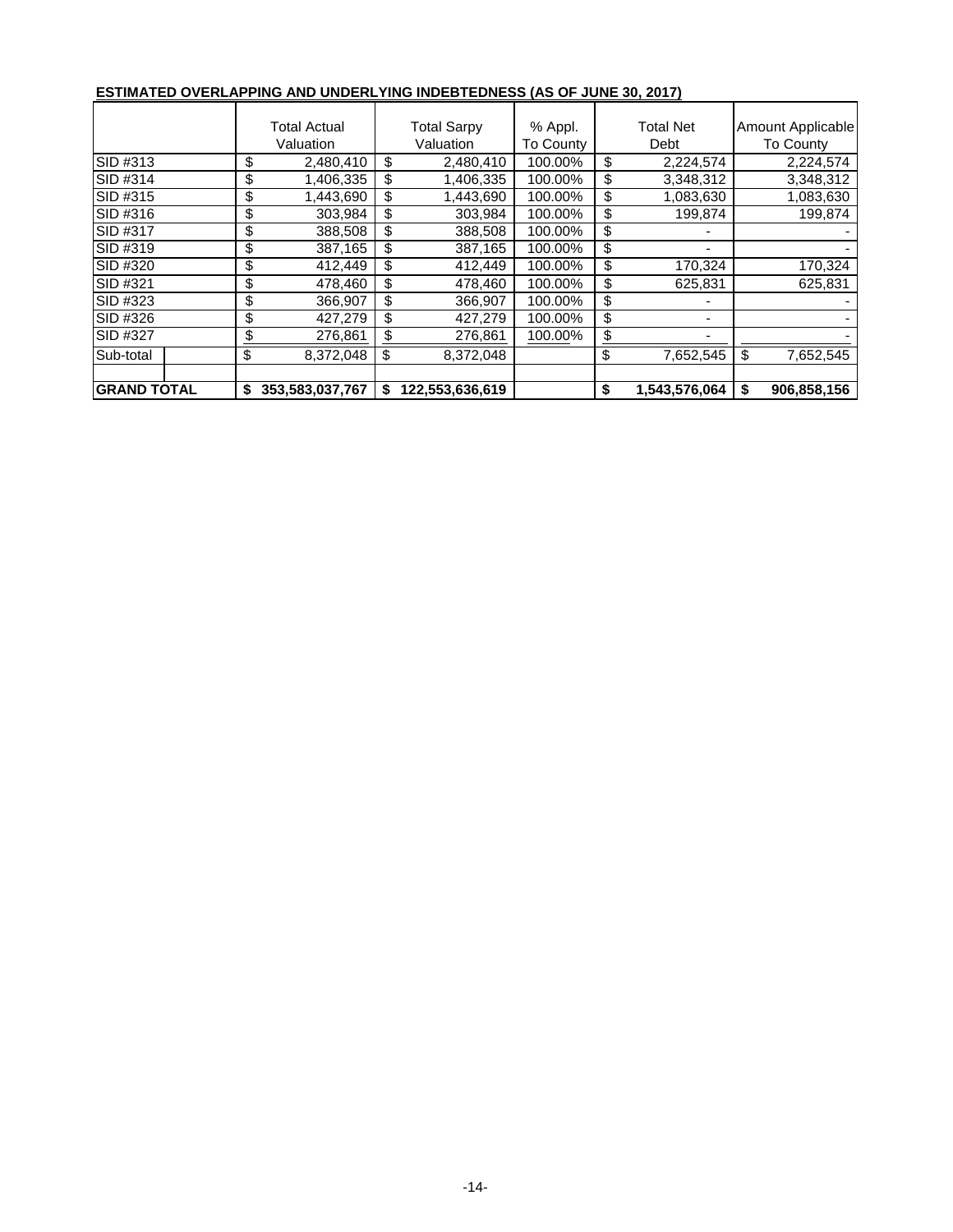**ESTIMATED OVERLAPPING AND UNDERLYING INDEBTEDNESS (AS OF JUNE 30, 2017)**

| | Total Actual Valuation | Total Sarpy Valuation | % Appl. To County | Total Net Debt | Amount Applicable To County |
|---|---|---|---|---|---|
| SID #313 | $ 2,480,410 | $ 2,480,410 | 100.00% | $ 2,224,574 | 2,224,574 |
| SID #314 | $ 1,406,335 | $ 1,406,335 | 100.00% | $ 3,348,312 | 3,348,312 |
| SID #315 | $ 1,443,690 | $ 1,443,690 | 100.00% | $ 1,083,630 | 1,083,630 |
| SID #316 | $ 303,984 | $ 303,984 | 100.00% | $ 199,874 | 199,874 |
| SID #317 | $ 388,508 | $ 388,508 | 100.00% | $ - | - |
| SID #319 | $ 387,165 | $ 387,165 | 100.00% | $ - | - |
| SID #320 | $ 412,449 | $ 412,449 | 100.00% | $ 170,324 | 170,324 |
| SID #321 | $ 478,460 | $ 478,460 | 100.00% | $ 625,831 | 625,831 |
| SID #323 | $ 366,907 | $ 366,907 | 100.00% | $ - | - |
| SID #326 | $ 427,279 | $ 427,279 | 100.00% | $ - | - |
| SID #327 | $ 276,861 | $ 276,861 | 100.00% | $ - | - |
| Sub-total | $ 8,372,048 | $ 8,372,048 | | $ 7,652,545 | $ 7,652,545 |
| | | | | | |
| **GRAND TOTAL** | **$ 353,583,037,767** | **$ 122,553,636,619** | | **$ 1,543,576,064** | **$ 906,858,156** |